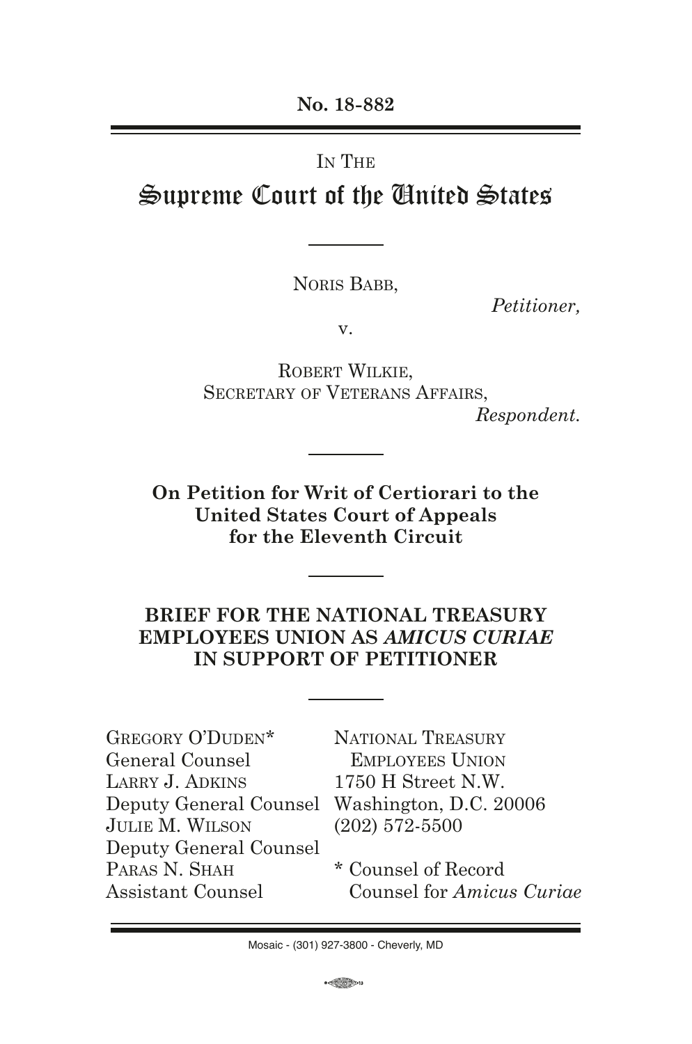**No. 18-882**

---

IN THE

# Supreme Court of the United States

---

NORIS BABB,

*Petitioner,*

v.

ROBERT WILKIE,
SECRETARY OF VETERANS AFFAIRS,

*Respondent.*

---

**On Petition for Writ of Certiorari to the United States Court of Appeals for the Eleventh Circuit**

---

**BRIEF FOR THE NATIONAL TREASURY EMPLOYEES UNION AS *AMICUS CURIAE* IN SUPPORT OF PETITIONER**

---

GREGORY O'DUDEN*
General Counsel
LARRY J. ADKINS
Deputy General Counsel
JULIE M. WILSON
Deputy General Counsel
PARAS N. SHAH
Assistant Counsel

NATIONAL TREASURY EMPLOYEES UNION
1750 H Street N.W.
Washington, D.C. 20006
(202) 572-5500

\* Counsel of Record
Counsel for *Amicus Curiae*

---

Mosaic - (301) 927-3800 - Cheverly, MD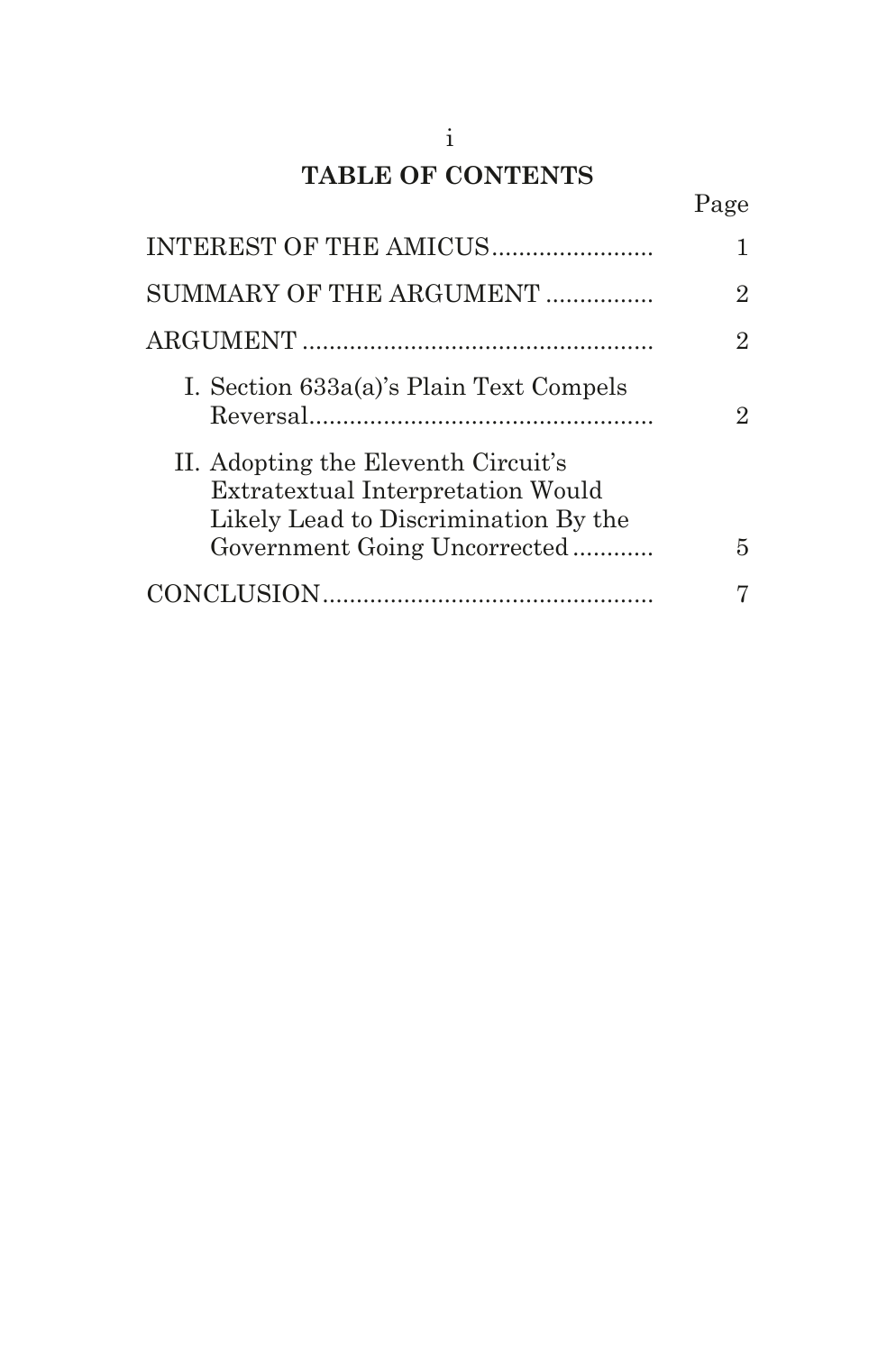# TABLE OF CONTENTS

| | Page |
|---|---|
| INTEREST OF THE AMICUS | 1 |
| SUMMARY OF THE ARGUMENT | 2 |
| ARGUMENT | 2 |
| I. Section 633a(a)'s Plain Text Compels Reversal | 2 |
| II. Adopting the Eleventh Circuit's Extratextual Interpretation Would Likely Lead to Discrimination By the Government Going Uncorrected | 5 |
| CONCLUSION | 7 |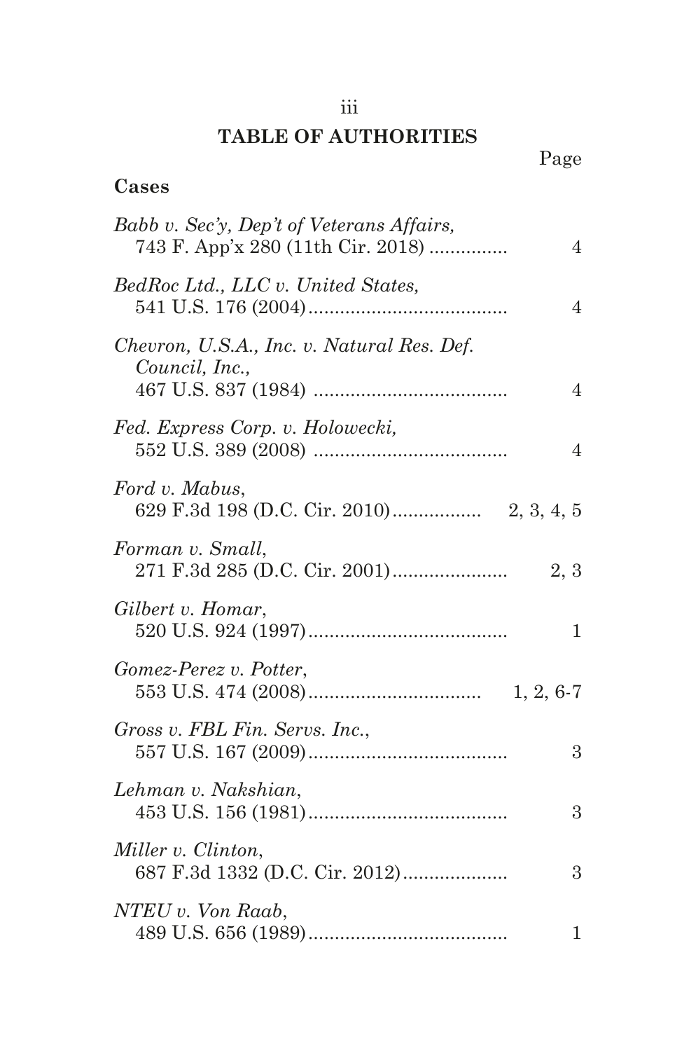## TABLE OF AUTHORITIES

Page

### Cases

*Babb v. Sec'y, Dep't of Veterans Affairs*, 743 F. App'x 280 (11th Cir. 2018) ............... 4

*BedRoc Ltd., LLC v. United States*, 541 U.S. 176 (2004)...................................... 4

*Chevron, U.S.A., Inc. v. Natural Res. Def. Council, Inc.*, 467 U.S. 837 (1984) ..................................... 4

*Fed. Express Corp. v. Holowecki*, 552 U.S. 389 (2008) ..................................... 4

*Ford v. Mabus*, 629 F.3d 198 (D.C. Cir. 2010)................ 2, 3, 4, 5

*Forman v. Small*, 271 F.3d 285 (D.C. Cir. 2001)...................... 2, 3

*Gilbert v. Homar*, 520 U.S. 924 (1997)...................................... 1

*Gomez-Perez v. Potter*, 553 U.S. 474 (2008)................................. 1, 2, 6-7

*Gross v. FBL Fin. Servs. Inc.*, 557 U.S. 167 (2009)...................................... 3

*Lehman v. Nakshian*, 453 U.S. 156 (1981)...................................... 3

*Miller v. Clinton*, 687 F.3d 1332 (D.C. Cir. 2012).................... 3

*NTEU v. Von Raab*, 489 U.S. 656 (1989)...................................... 1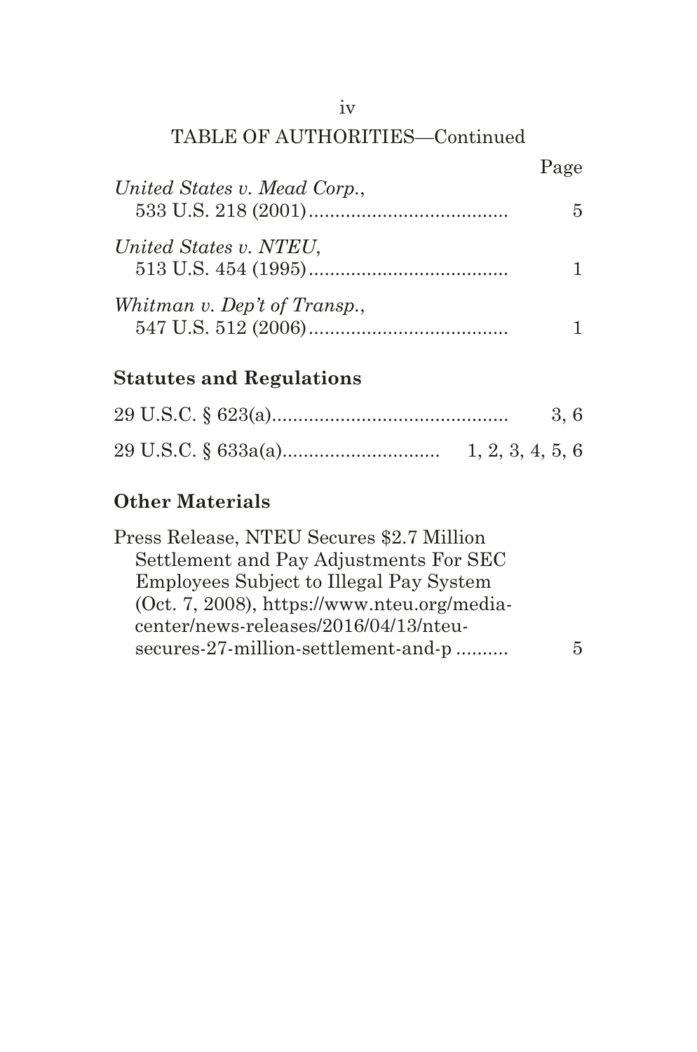TABLE OF AUTHORITIES—Continued

| | Page |
|---|---|
| *United States v. Mead Corp.*, 533 U.S. 218 (2001) | 5 |
| *United States v. NTEU*, 513 U.S. 454 (1995) | 1 |
| *Whitman v. Dep't of Transp.*, 547 U.S. 512 (2006) | 1 |

**Statutes and Regulations**

| | |
|---|---|
| 29 U.S.C. § 623(a) | 3, 6 |
| 29 U.S.C. § 633a(a) | 1, 2, 3, 4, 5, 6 |

**Other Materials**

| | |
|---|---|
| Press Release, NTEU Secures $2.7 Million Settlement and Pay Adjustments For SEC Employees Subject to Illegal Pay System (Oct. 7, 2008), https://www.nteu.org/media-center/news-releases/2016/04/13/nteu-secures-27-million-settlement-and-p | 5 |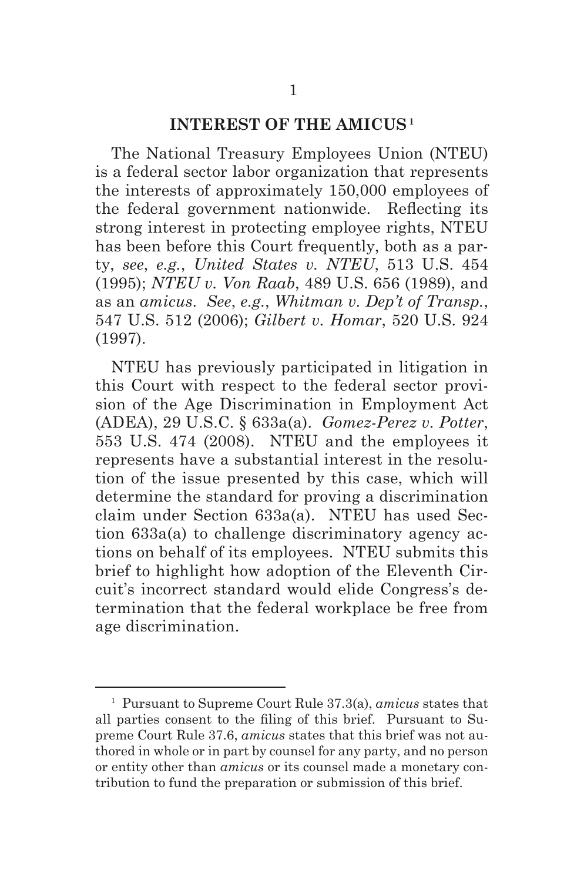## INTEREST OF THE AMICUS[1]

The National Treasury Employees Union (NTEU) is a federal sector labor organization that represents the interests of approximately 150,000 employees of the federal government nationwide. Reflecting its strong interest in protecting employee rights, NTEU has been before this Court frequently, both as a party, *see*, *e.g.*, *United States v. NTEU*, 513 U.S. 454 (1995); *NTEU v. Von Raab*, 489 U.S. 656 (1989), and as an *amicus*. *See*, *e.g.*, *Whitman v. Dep't of Transp.*, 547 U.S. 512 (2006); *Gilbert v. Homar*, 520 U.S. 924 (1997).

NTEU has previously participated in litigation in this Court with respect to the federal sector provision of the Age Discrimination in Employment Act (ADEA), 29 U.S.C. § 633a(a). *Gomez-Perez v. Potter*, 553 U.S. 474 (2008). NTEU and the employees it represents have a substantial interest in the resolution of the issue presented by this case, which will determine the standard for proving a discrimination claim under Section 633a(a). NTEU has used Section 633a(a) to challenge discriminatory agency actions on behalf of its employees. NTEU submits this brief to highlight how adoption of the Eleventh Circuit's incorrect standard would elide Congress's determination that the federal workplace be free from age discrimination.

---

[1] Pursuant to Supreme Court Rule 37.3(a), *amicus* states that all parties consent to the filing of this brief. Pursuant to Supreme Court Rule 37.6, *amicus* states that this brief was not authored in whole or in part by counsel for any party, and no person or entity other than *amicus* or its counsel made a monetary contribution to fund the preparation or submission of this brief.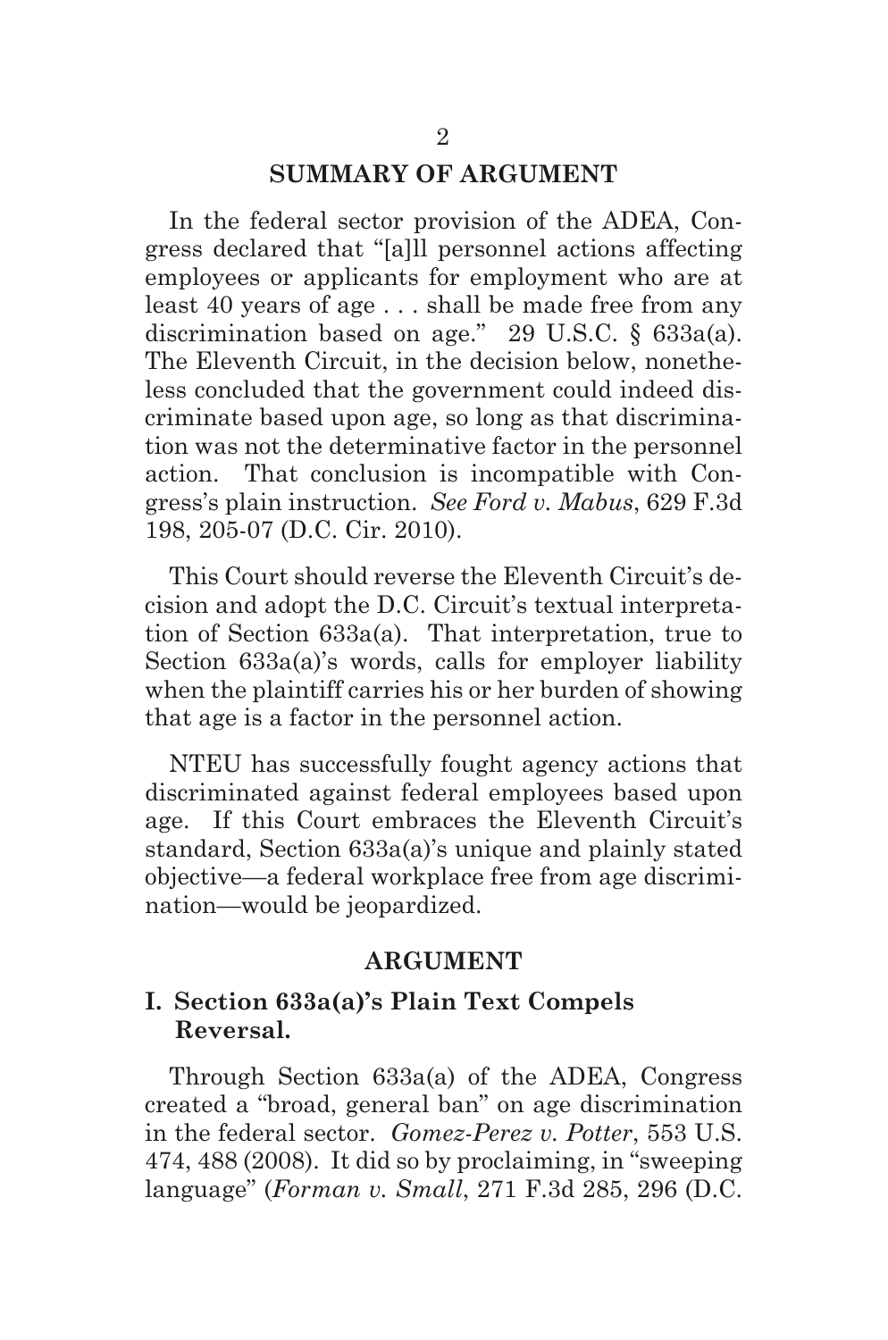## SUMMARY OF ARGUMENT

In the federal sector provision of the ADEA, Congress declared that "[a]ll personnel actions affecting employees or applicants for employment who are at least 40 years of age . . . shall be made free from any discrimination based on age." 29 U.S.C. § 633a(a). The Eleventh Circuit, in the decision below, nonetheless concluded that the government could indeed discriminate based upon age, so long as that discrimination was not the determinative factor in the personnel action. That conclusion is incompatible with Congress's plain instruction. *See Ford v. Mabus*, 629 F.3d 198, 205-07 (D.C. Cir. 2010).

This Court should reverse the Eleventh Circuit's decision and adopt the D.C. Circuit's textual interpretation of Section 633a(a). That interpretation, true to Section 633a(a)'s words, calls for employer liability when the plaintiff carries his or her burden of showing that age is a factor in the personnel action.

NTEU has successfully fought agency actions that discriminated against federal employees based upon age. If this Court embraces the Eleventh Circuit's standard, Section 633a(a)'s unique and plainly stated objective—a federal workplace free from age discrimination—would be jeopardized.

## ARGUMENT

### I. Section 633a(a)'s Plain Text Compels Reversal.

Through Section 633a(a) of the ADEA, Congress created a "broad, general ban" on age discrimination in the federal sector. *Gomez-Perez v. Potter*, 553 U.S. 474, 488 (2008). It did so by proclaiming, in "sweeping language" (*Forman v. Small*, 271 F.3d 285, 296 (D.C.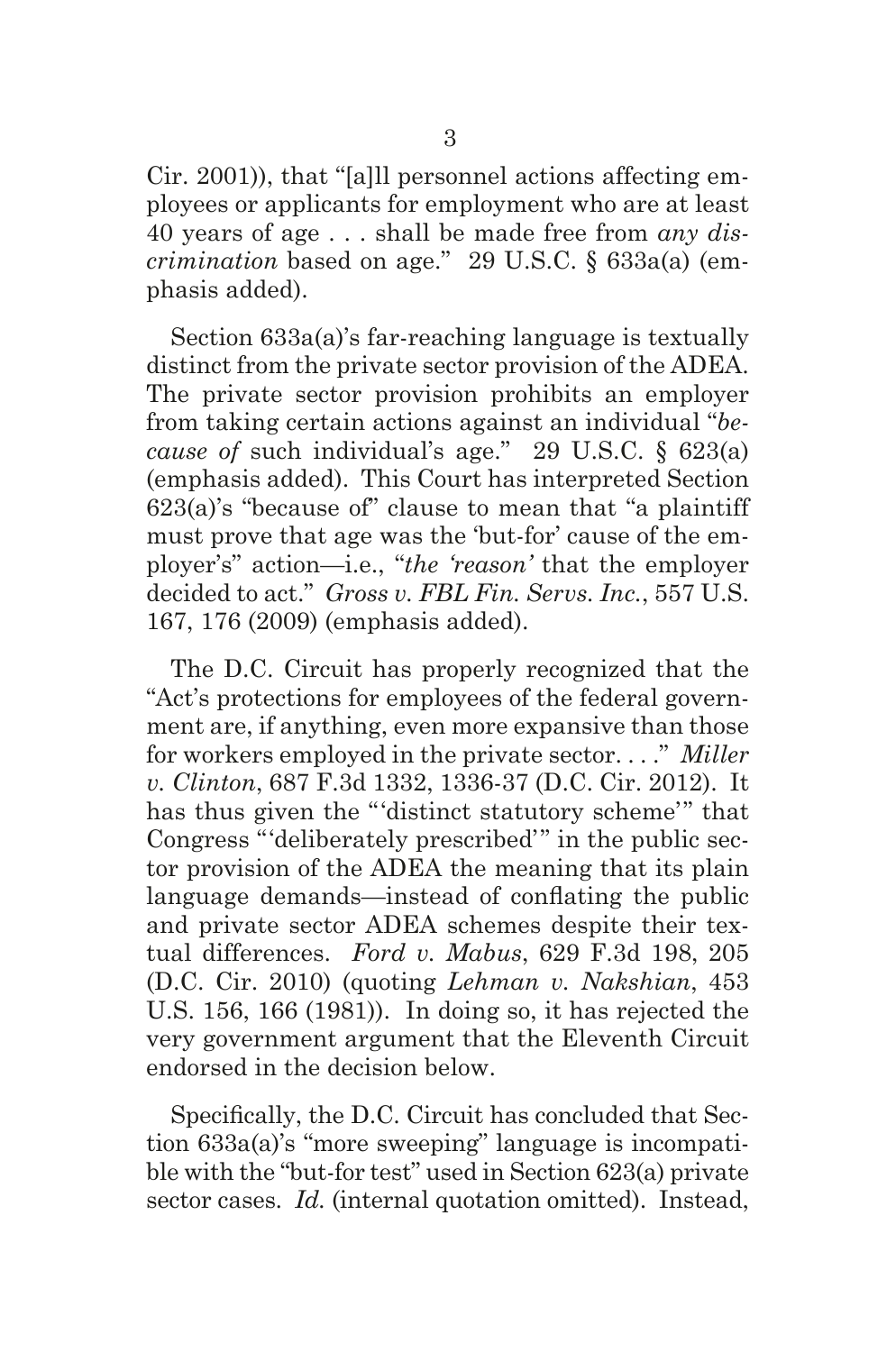Cir. 2001)), that "[a]ll personnel actions affecting employees or applicants for employment who are at least 40 years of age . . . shall be made free from *any discrimination* based on age." 29 U.S.C. § 633a(a) (emphasis added).

Section 633a(a)'s far-reaching language is textually distinct from the private sector provision of the ADEA. The private sector provision prohibits an employer from taking certain actions against an individual "*because of* such individual's age." 29 U.S.C. § 623(a) (emphasis added). This Court has interpreted Section 623(a)'s "because of" clause to mean that "a plaintiff must prove that age was the 'but-for' cause of the employer's" action—i.e., "*the 'reason'* that the employer decided to act." *Gross v. FBL Fin. Servs. Inc.*, 557 U.S. 167, 176 (2009) (emphasis added).

The D.C. Circuit has properly recognized that the "Act's protections for employees of the federal government are, if anything, even more expansive than those for workers employed in the private sector. . . ." *Miller v. Clinton*, 687 F.3d 1332, 1336-37 (D.C. Cir. 2012). It has thus given the "'distinct statutory scheme'" that Congress "'deliberately prescribed'" in the public sector provision of the ADEA the meaning that its plain language demands—instead of conflating the public and private sector ADEA schemes despite their textual differences. *Ford v. Mabus*, 629 F.3d 198, 205 (D.C. Cir. 2010) (quoting *Lehman v. Nakshian*, 453 U.S. 156, 166 (1981)). In doing so, it has rejected the very government argument that the Eleventh Circuit endorsed in the decision below.

Specifically, the D.C. Circuit has concluded that Section 633a(a)'s "more sweeping" language is incompatible with the "but-for test" used in Section 623(a) private sector cases. *Id.* (internal quotation omitted). Instead,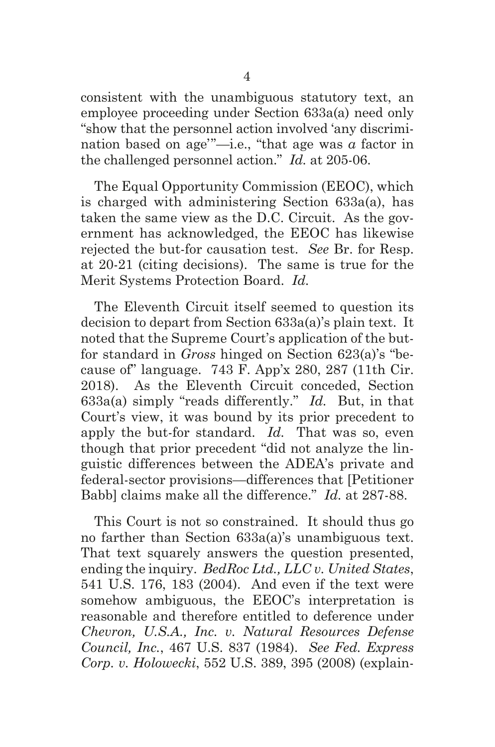consistent with the unambiguous statutory text, an employee proceeding under Section 633a(a) need only "show that the personnel action involved 'any discrimination based on age'"—i.e., "that age was *a* factor in the challenged personnel action." *Id.* at 205-06.

The Equal Opportunity Commission (EEOC), which is charged with administering Section 633a(a), has taken the same view as the D.C. Circuit. As the government has acknowledged, the EEOC has likewise rejected the but-for causation test. *See* Br. for Resp. at 20-21 (citing decisions). The same is true for the Merit Systems Protection Board. *Id.*

The Eleventh Circuit itself seemed to question its decision to depart from Section 633a(a)'s plain text. It noted that the Supreme Court's application of the but-for standard in *Gross* hinged on Section 623(a)'s "because of" language. 743 F. App'x 280, 287 (11th Cir. 2018). As the Eleventh Circuit conceded, Section 633a(a) simply "reads differently." *Id.* But, in that Court's view, it was bound by its prior precedent to apply the but-for standard. *Id.* That was so, even though that prior precedent "did not analyze the linguistic differences between the ADEA's private and federal-sector provisions—differences that [Petitioner Babb] claims make all the difference." *Id.* at 287-88.

This Court is not so constrained. It should thus go no farther than Section 633a(a)'s unambiguous text. That text squarely answers the question presented, ending the inquiry. *BedRoc Ltd., LLC v. United States*, 541 U.S. 176, 183 (2004). And even if the text were somehow ambiguous, the EEOC's interpretation is reasonable and therefore entitled to deference under *Chevron, U.S.A., Inc. v. Natural Resources Defense Council, Inc.*, 467 U.S. 837 (1984). *See Fed. Express Corp. v. Holowecki*, 552 U.S. 389, 395 (2008) (explain-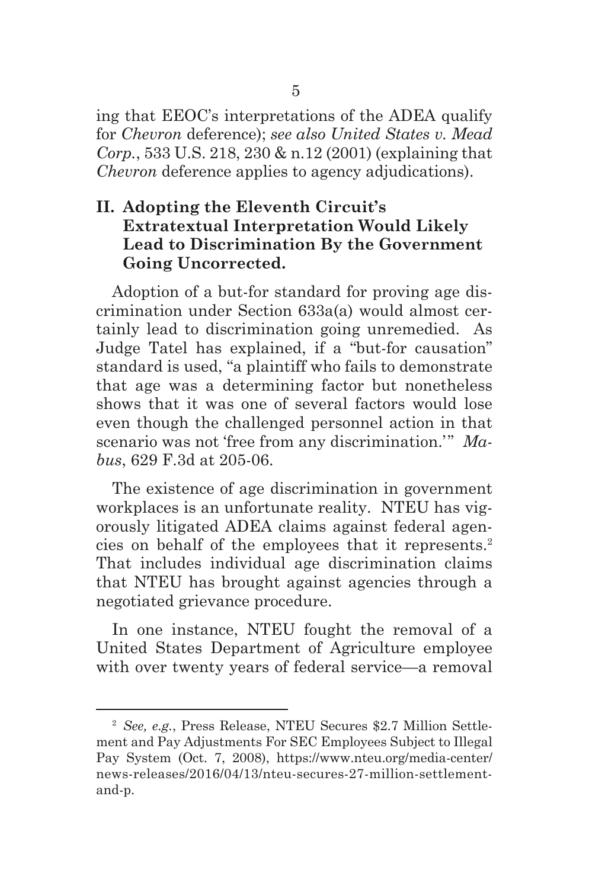ing that EEOC's interpretations of the ADEA qualify for *Chevron* deference); *see also United States v. Mead Corp.*, 533 U.S. 218, 230 & n.12 (2001) (explaining that *Chevron* deference applies to agency adjudications).

## II. Adopting the Eleventh Circuit's Extratextual Interpretation Would Likely Lead to Discrimination By the Government Going Uncorrected.

Adoption of a but-for standard for proving age discrimination under Section 633a(a) would almost certainly lead to discrimination going unremedied. As Judge Tatel has explained, if a "but-for causation" standard is used, "a plaintiff who fails to demonstrate that age was a determining factor but nonetheless shows that it was one of several factors would lose even though the challenged personnel action in that scenario was not 'free from any discrimination.'" *Mabus*, 629 F.3d at 205-06.

The existence of age discrimination in government workplaces is an unfortunate reality. NTEU has vigorously litigated ADEA claims against federal agencies on behalf of the employees that it represents.[2] That includes individual age discrimination claims that NTEU has brought against agencies through a negotiated grievance procedure.

In one instance, NTEU fought the removal of a United States Department of Agriculture employee with over twenty years of federal service—a removal

[2] *See, e.g.*, Press Release, NTEU Secures $2.7 Million Settlement and Pay Adjustments For SEC Employees Subject to Illegal Pay System (Oct. 7, 2008), https://www.nteu.org/media-center/news-releases/2016/04/13/nteu-secures-27-million-settlement-and-p.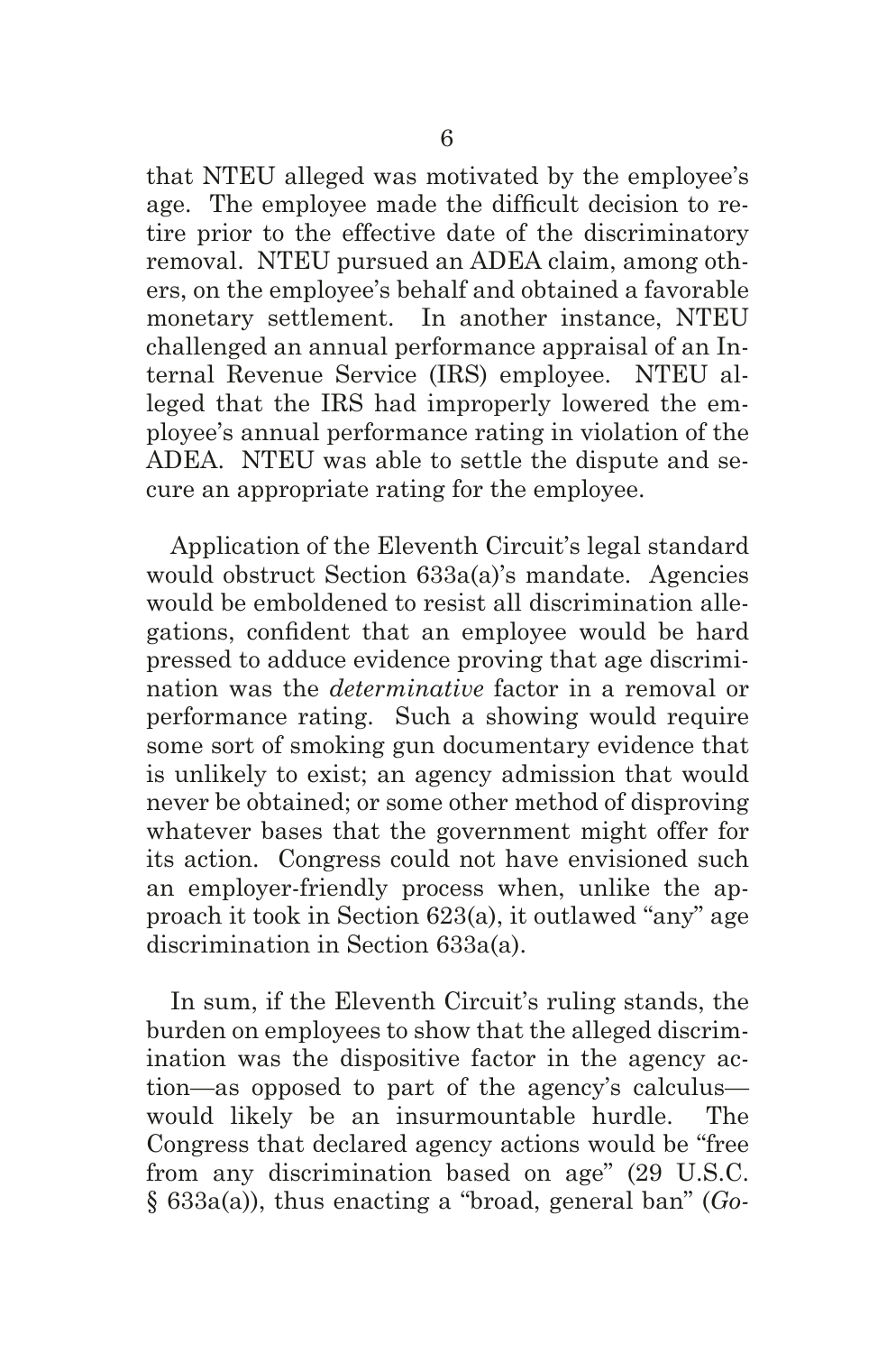that NTEU alleged was motivated by the employee's age. The employee made the difficult decision to retire prior to the effective date of the discriminatory removal. NTEU pursued an ADEA claim, among others, on the employee's behalf and obtained a favorable monetary settlement. In another instance, NTEU challenged an annual performance appraisal of an Internal Revenue Service (IRS) employee. NTEU alleged that the IRS had improperly lowered the employee's annual performance rating in violation of the ADEA. NTEU was able to settle the dispute and secure an appropriate rating for the employee.

Application of the Eleventh Circuit's legal standard would obstruct Section 633a(a)'s mandate. Agencies would be emboldened to resist all discrimination allegations, confident that an employee would be hard pressed to adduce evidence proving that age discrimination was the *determinative* factor in a removal or performance rating. Such a showing would require some sort of smoking gun documentary evidence that is unlikely to exist; an agency admission that would never be obtained; or some other method of disproving whatever bases that the government might offer for its action. Congress could not have envisioned such an employer-friendly process when, unlike the approach it took in Section 623(a), it outlawed "any" age discrimination in Section 633a(a).

In sum, if the Eleventh Circuit's ruling stands, the burden on employees to show that the alleged discrimination was the dispositive factor in the agency action—as opposed to part of the agency's calculus—would likely be an insurmountable hurdle. The Congress that declared agency actions would be "free from any discrimination based on age" (29 U.S.C. § 633a(a)), thus enacting a "broad, general ban" (*Go-*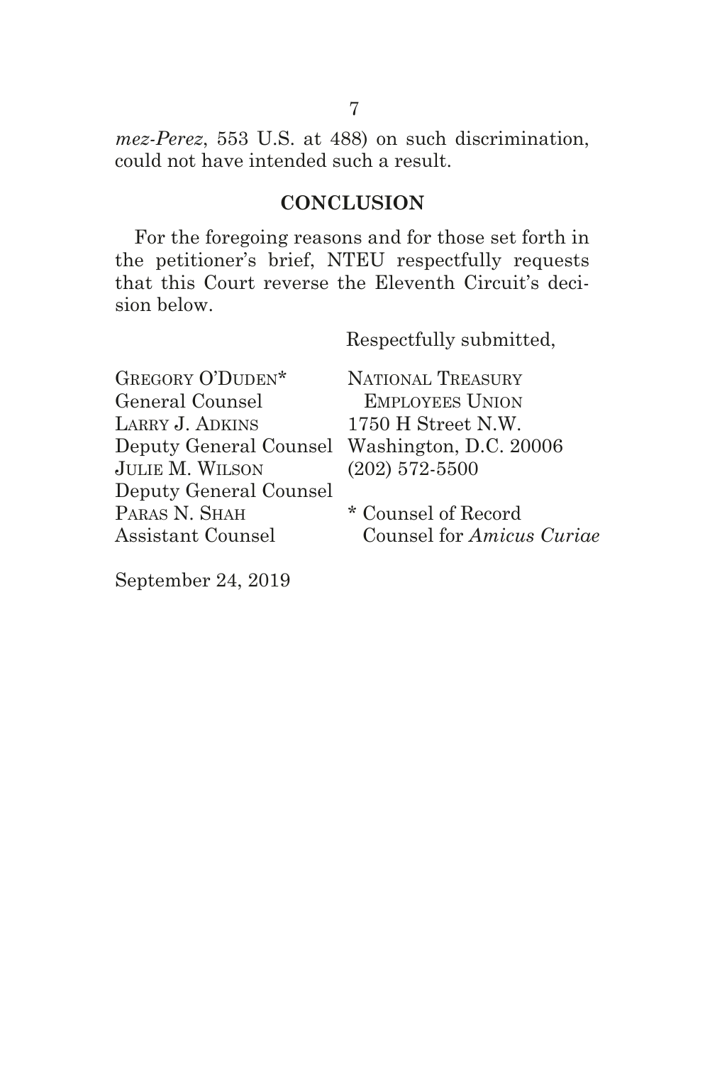*mez-Perez*, 553 U.S. at 488) on such discrimination, could not have intended such a result.

## CONCLUSION

For the foregoing reasons and for those set forth in the petitioner's brief, NTEU respectfully requests that this Court reverse the Eleventh Circuit's decision below.

Respectfully submitted,

GREGORY O'DUDEN*
General Counsel
LARRY J. ADKINS
Deputy General Counsel
JULIE M. WILSON
Deputy General Counsel
PARAS N. SHAH
Assistant Counsel

NATIONAL TREASURY
EMPLOYEES UNION
1750 H Street N.W.
Washington, D.C. 20006
(202) 572-5500

* Counsel of Record
Counsel for *Amicus Curiae*

September 24, 2019